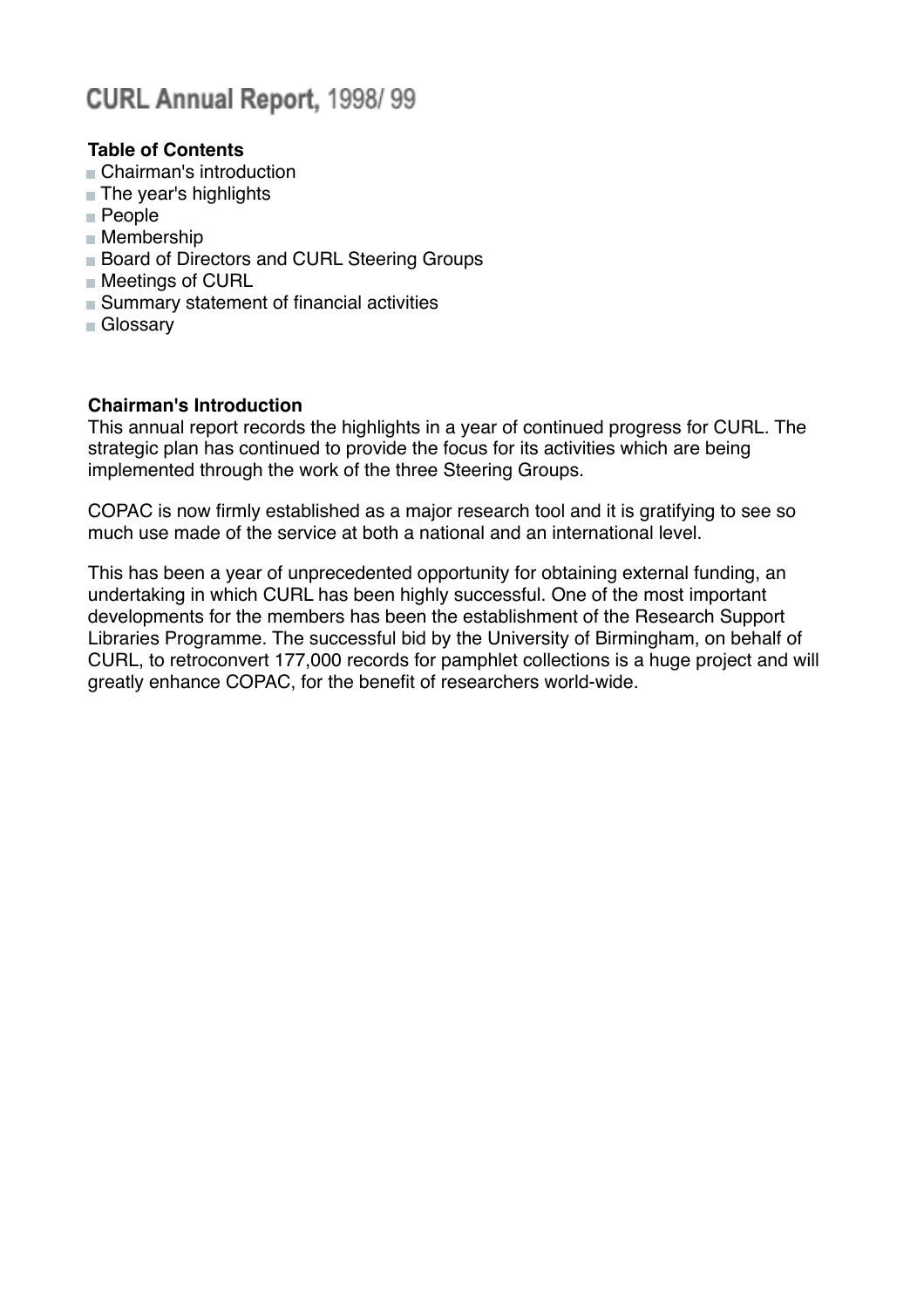# CURL Annual Report, 1998/ 99

**Table of Contents**

- Chairman's introduction
- The year's highlights
- People
- Membership
- Board of Directors and CURL Steering Groups
- Meetings of CURL
- Summary statement of financial activities
- Glossary

**Chairman's Introduction**

This annual report records the highlights in a year of continued progress for CURL. The strategic plan has continued to provide the focus for its activities which are being implemented through the work of the three Steering Groups.

COPAC is now firmly established as a major research tool and it is gratifying to see so much use made of the service at both a national and an international level.

This has been a year of unprecedented opportunity for obtaining external funding, an undertaking in which CURL has been highly successful. One of the most important developments for the members has been the establishment of the Research Support Libraries Programme. The successful bid by the University of Birmingham, on behalf of CURL, to retroconvert 177,000 records for pamphlet collections is a huge project and will greatly enhance COPAC, for the benefit of researchers world-wide.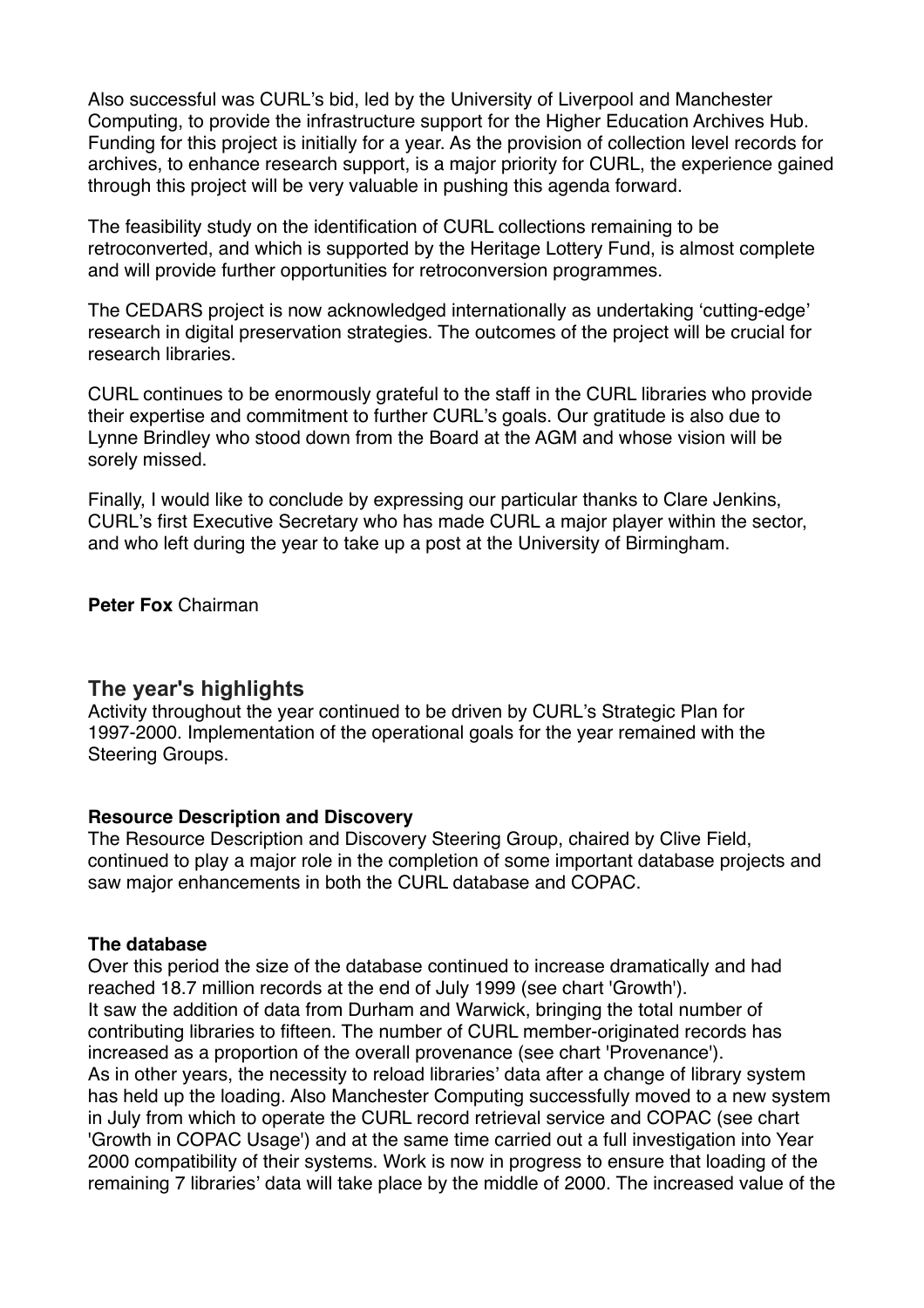Also successful was CURL's bid, led by the University of Liverpool and Manchester Computing, to provide the infrastructure support for the Higher Education Archives Hub. Funding for this project is initially for a year. As the provision of collection level records for archives, to enhance research support, is a major priority for CURL, the experience gained through this project will be very valuable in pushing this agenda forward.

The feasibility study on the identification of CURL collections remaining to be retroconverted, and which is supported by the Heritage Lottery Fund, is almost complete and will provide further opportunities for retroconversion programmes.

The CEDARS project is now acknowledged internationally as undertaking 'cutting-edge' research in digital preservation strategies. The outcomes of the project will be crucial for research libraries.

CURL continues to be enormously grateful to the staff in the CURL libraries who provide their expertise and commitment to further CURL's goals. Our gratitude is also due to Lynne Brindley who stood down from the Board at the AGM and whose vision will be sorely missed.

Finally, I would like to conclude by expressing our particular thanks to Clare Jenkins, CURL's first Executive Secretary who has made CURL a major player within the sector, and who left during the year to take up a post at the University of Birmingham.

**Peter Fox** Chairman

## The year's highlights

Activity throughout the year continued to be driven by CURL's Strategic Plan for 1997-2000. Implementation of the operational goals for the year remained with the Steering Groups.

**Resource Description and Discovery**

The Resource Description and Discovery Steering Group, chaired by Clive Field, continued to play a major role in the completion of some important database projects and saw major enhancements in both the CURL database and COPAC.

**The database**

Over this period the size of the database continued to increase dramatically and had reached 18.7 million records at the end of July 1999 (see chart 'Growth').
It saw the addition of data from Durham and Warwick, bringing the total number of contributing libraries to fifteen. The number of CURL member-originated records has increased as a proportion of the overall provenance (see chart 'Provenance').
As in other years, the necessity to reload libraries' data after a change of library system has held up the loading. Also Manchester Computing successfully moved to a new system in July from which to operate the CURL record retrieval service and COPAC (see chart 'Growth in COPAC Usage') and at the same time carried out a full investigation into Year 2000 compatibility of their systems. Work is now in progress to ensure that loading of the remaining 7 libraries' data will take place by the middle of 2000. The increased value of the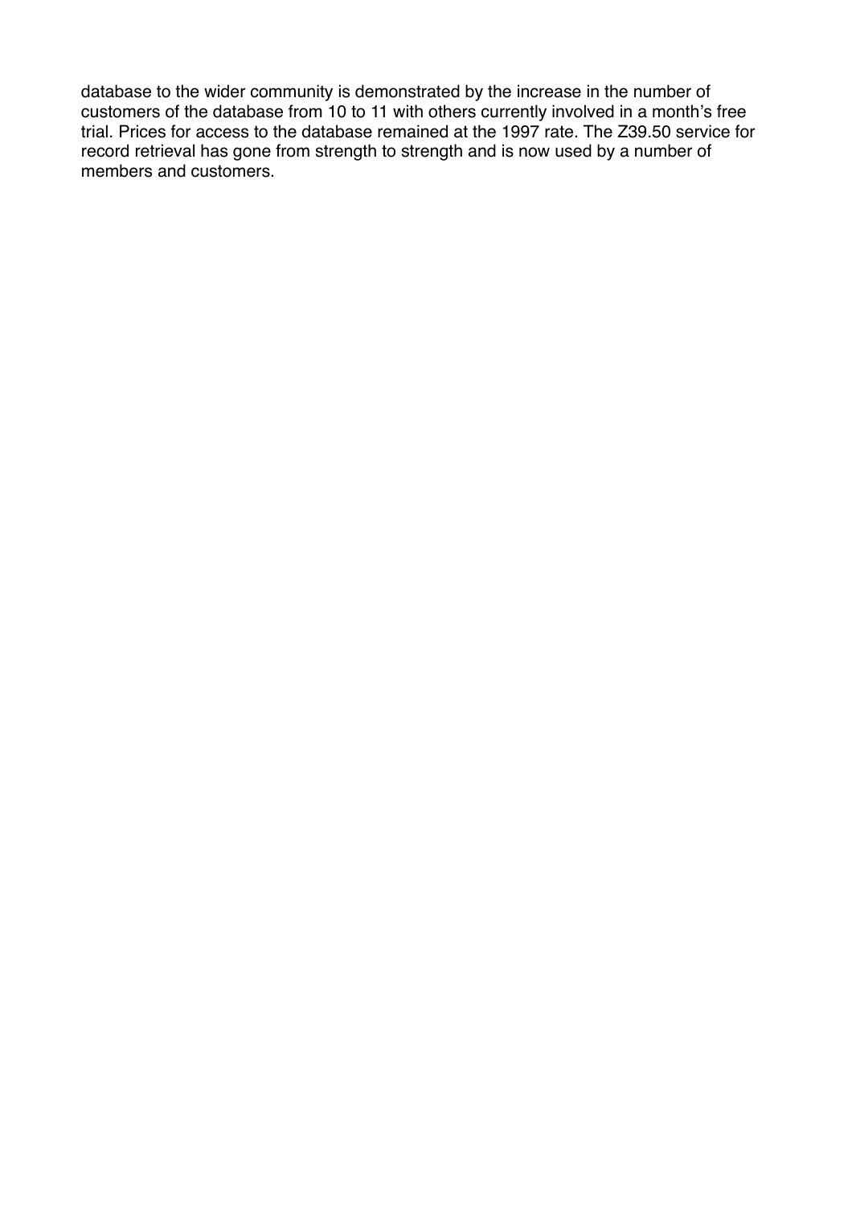database to the wider community is demonstrated by the increase in the number of customers of the database from 10 to 11 with others currently involved in a month's free trial. Prices for access to the database remained at the 1997 rate. The Z39.50 service for record retrieval has gone from strength to strength and is now used by a number of members and customers.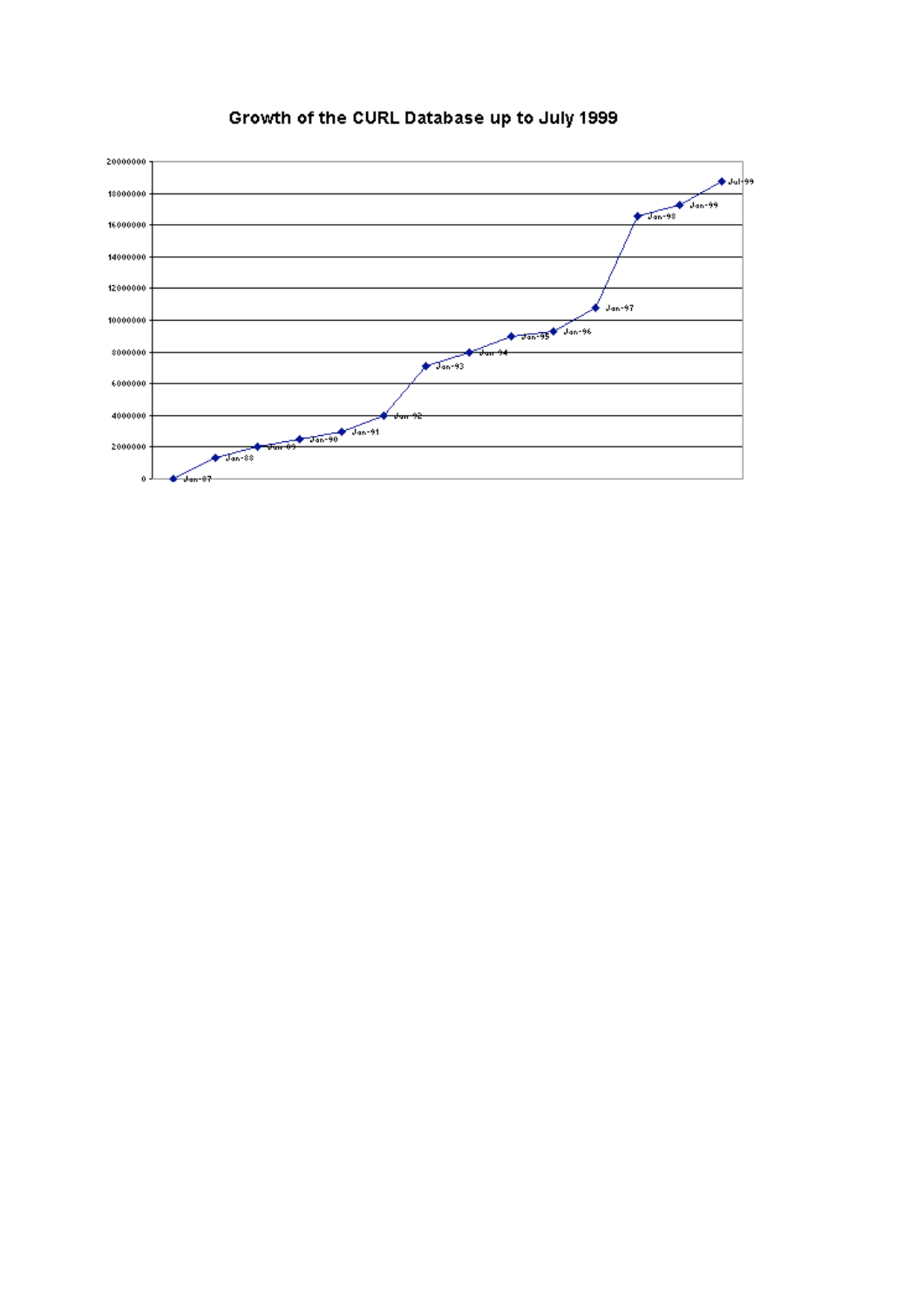Growth of the CURL Database up to July 1999

20000000
18000000
16000000
14000000
12000000
10000000
8000000
6000000
4000000
2000000
0

Jan-87
Jan-88
Jan-89
Jan-90
Jan-91
Jan-92
Jan-93
Jan-94
Jan-95
Jan-96
Jan-97
Jan-98
Jan-99
Jul-99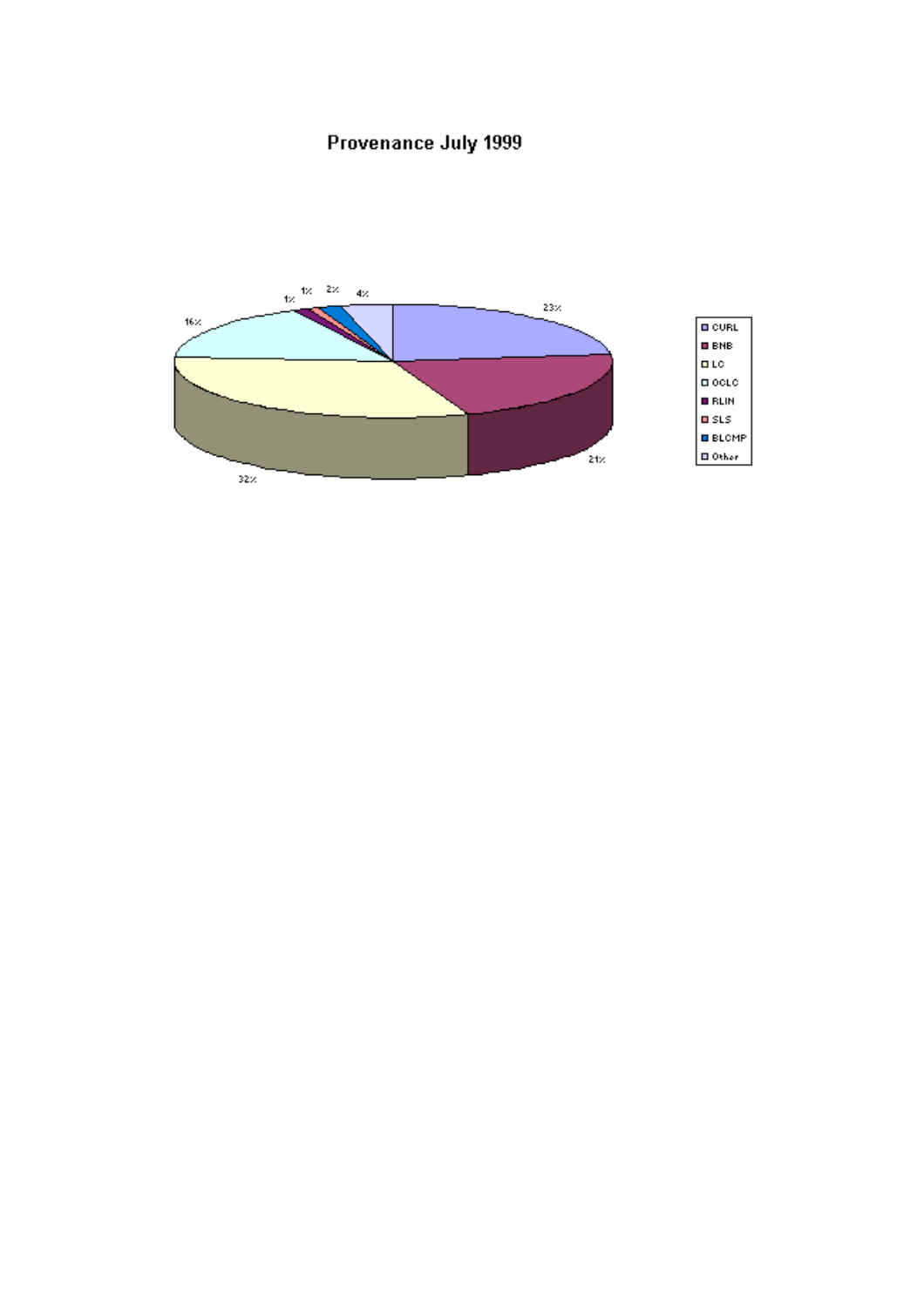Provenance July 1999

23%

21%

32%

16%

1%

1%

2%

4%

CURL
BNB
LC
OCLC
RLIN
SLS
BLCMP
Other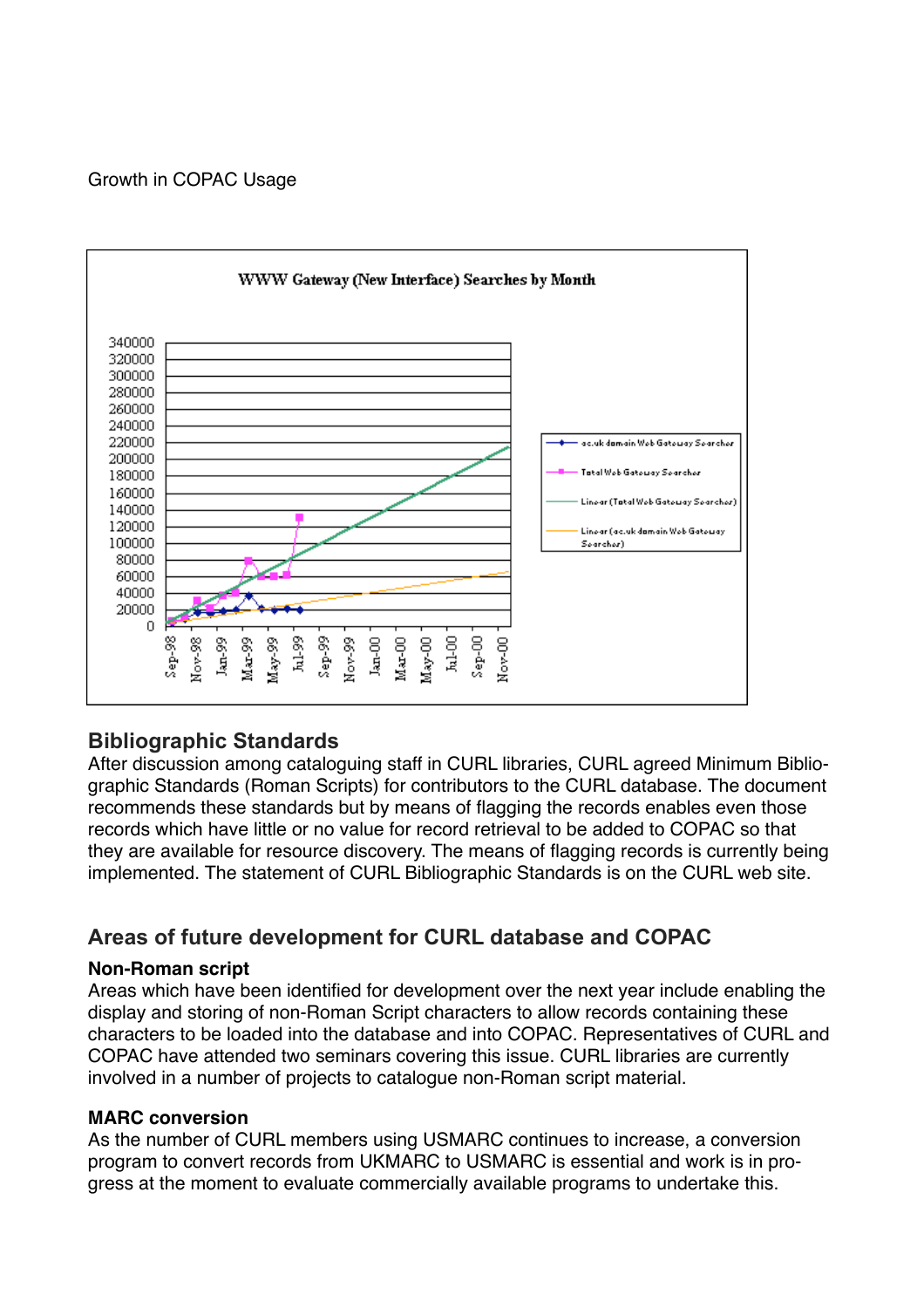Growth in COPAC Usage

WWW Gateway (New Interface) Searches by Month

340000
320000
300000
280000
260000
240000
220000
200000
180000
160000
140000
120000
100000
80000
60000
40000
20000
0

Sep-98
Nov-98
Jan-99
Mar-99
May-99
Jul-99
Sep-99
Nov-99
Jan-00
Mar-00
May-00
Jul-00
Sep-00
Nov-00

ac.uk domain Web Gateway Searches
Total Web Gateway Searches
Linear (Total Web Gateway Searches)
Linear (ac.uk domain Web Gateway Searches)

## Bibliographic Standards

After discussion among cataloguing staff in CURL libraries, CURL agreed Minimum Bibliographic Standards (Roman Scripts) for contributors to the CURL database. The document recommends these standards but by means of flagging the records enables even those records which have little or no value for record retrieval to be added to COPAC so that they are available for resource discovery. The means of flagging records is currently being implemented. The statement of CURL Bibliographic Standards is on the CURL web site.

## Areas of future development for CURL database and COPAC

### Non-Roman script

Areas which have been identified for development over the next year include enabling the display and storing of non-Roman Script characters to allow records containing these characters to be loaded into the database and into COPAC. Representatives of CURL and COPAC have attended two seminars covering this issue. CURL libraries are currently involved in a number of projects to catalogue non-Roman script material.

### MARC conversion

As the number of CURL members using USMARC continues to increase, a conversion program to convert records from UKMARC to USMARC is essential and work is in progress at the moment to evaluate commercially available programs to undertake this.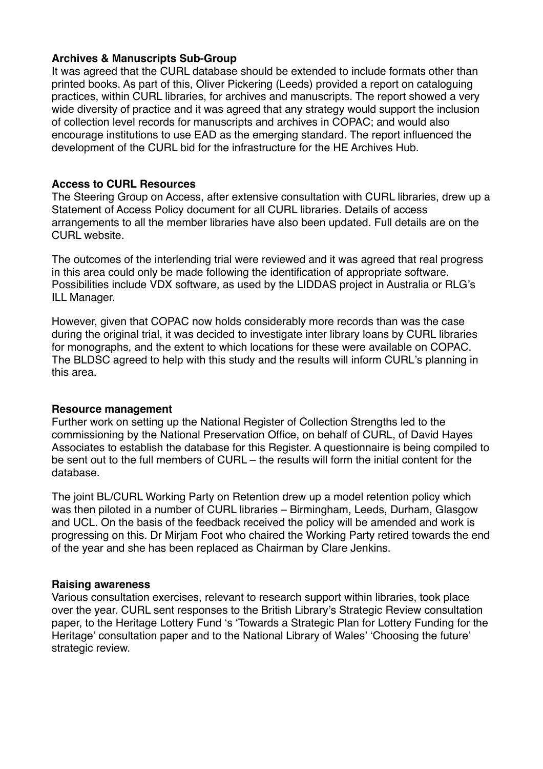**Archives & Manuscripts Sub-Group**

It was agreed that the CURL database should be extended to include formats other than printed books. As part of this, Oliver Pickering (Leeds) provided a report on cataloguing practices, within CURL libraries, for archives and manuscripts. The report showed a very wide diversity of practice and it was agreed that any strategy would support the inclusion of collection level records for manuscripts and archives in COPAC; and would also encourage institutions to use EAD as the emerging standard. The report influenced the development of the CURL bid for the infrastructure for the HE Archives Hub.

**Access to CURL Resources**

The Steering Group on Access, after extensive consultation with CURL libraries, drew up a Statement of Access Policy document for all CURL libraries. Details of access arrangements to all the member libraries have also been updated. Full details are on the CURL website.

The outcomes of the interlending trial were reviewed and it was agreed that real progress in this area could only be made following the identification of appropriate software. Possibilities include VDX software, as used by the LIDDAS project in Australia or RLG's ILL Manager.

However, given that COPAC now holds considerably more records than was the case during the original trial, it was decided to investigate inter library loans by CURL libraries for monographs, and the extent to which locations for these were available on COPAC. The BLDSC agreed to help with this study and the results will inform CURL's planning in this area.

**Resource management**

Further work on setting up the National Register of Collection Strengths led to the commissioning by the National Preservation Office, on behalf of CURL, of David Hayes Associates to establish the database for this Register. A questionnaire is being compiled to be sent out to the full members of CURL – the results will form the initial content for the database.

The joint BL/CURL Working Party on Retention drew up a model retention policy which was then piloted in a number of CURL libraries – Birmingham, Leeds, Durham, Glasgow and UCL. On the basis of the feedback received the policy will be amended and work is progressing on this. Dr Mirjam Foot who chaired the Working Party retired towards the end of the year and she has been replaced as Chairman by Clare Jenkins.

**Raising awareness**

Various consultation exercises, relevant to research support within libraries, took place over the year. CURL sent responses to the British Library's Strategic Review consultation paper, to the Heritage Lottery Fund 's 'Towards a Strategic Plan for Lottery Funding for the Heritage' consultation paper and to the National Library of Wales' 'Choosing the future' strategic review.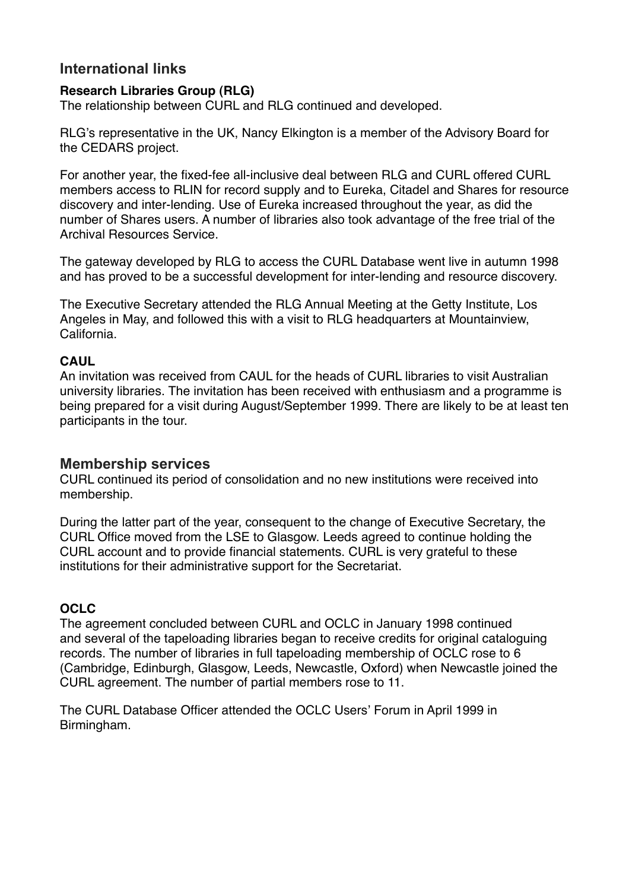## International links

### Research Libraries Group (RLG)

The relationship between CURL and RLG continued and developed.

RLG's representative in the UK, Nancy Elkington is a member of the Advisory Board for the CEDARS project.

For another year, the fixed-fee all-inclusive deal between RLG and CURL offered CURL members access to RLIN for record supply and to Eureka, Citadel and Shares for resource discovery and inter-lending. Use of Eureka increased throughout the year, as did the number of Shares users. A number of libraries also took advantage of the free trial of the Archival Resources Service.

The gateway developed by RLG to access the CURL Database went live in autumn 1998 and has proved to be a successful development for inter-lending and resource discovery.

The Executive Secretary attended the RLG Annual Meeting at the Getty Institute, Los Angeles in May, and followed this with a visit to RLG headquarters at Mountainview, California.

### CAUL

An invitation was received from CAUL for the heads of CURL libraries to visit Australian university libraries. The invitation has been received with enthusiasm and a programme is being prepared for a visit during August/September 1999. There are likely to be at least ten participants in the tour.

## Membership services

CURL continued its period of consolidation and no new institutions were received into membership.

During the latter part of the year, consequent to the change of Executive Secretary, the CURL Office moved from the LSE to Glasgow. Leeds agreed to continue holding the CURL account and to provide financial statements. CURL is very grateful to these institutions for their administrative support for the Secretariat.

### OCLC

The agreement concluded between CURL and OCLC in January 1998 continued and several of the tapeloading libraries began to receive credits for original cataloguing records. The number of libraries in full tapeloading membership of OCLC rose to 6 (Cambridge, Edinburgh, Glasgow, Leeds, Newcastle, Oxford) when Newcastle joined the CURL agreement. The number of partial members rose to 11.

The CURL Database Officer attended the OCLC Users' Forum in April 1999 in Birmingham.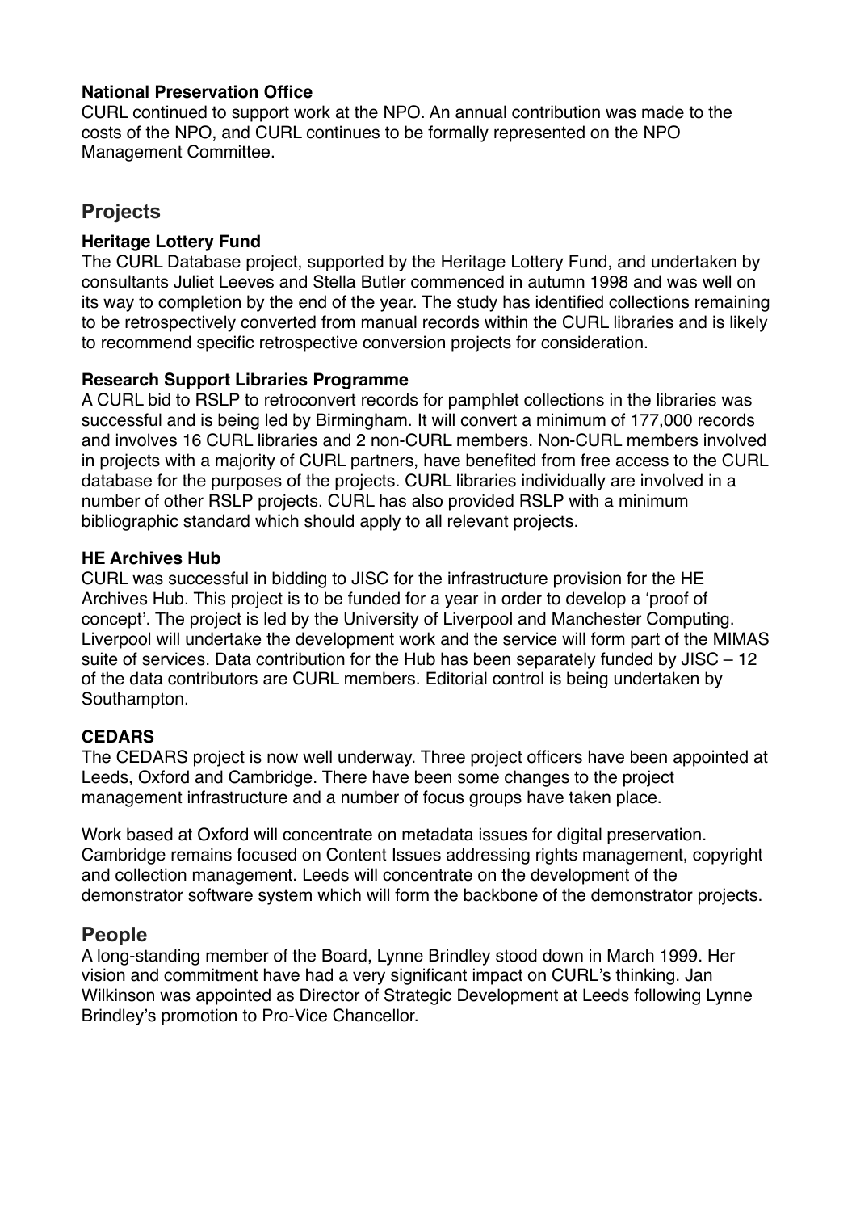### National Preservation Office

CURL continued to support work at the NPO. An annual contribution was made to the costs of the NPO, and CURL continues to be formally represented on the NPO Management Committee.

## Projects

### Heritage Lottery Fund

The CURL Database project, supported by the Heritage Lottery Fund, and undertaken by consultants Juliet Leeves and Stella Butler commenced in autumn 1998 and was well on its way to completion by the end of the year. The study has identified collections remaining to be retrospectively converted from manual records within the CURL libraries and is likely to recommend specific retrospective conversion projects for consideration.

### Research Support Libraries Programme

A CURL bid to RSLP to retroconvert records for pamphlet collections in the libraries was successful and is being led by Birmingham. It will convert a minimum of 177,000 records and involves 16 CURL libraries and 2 non-CURL members. Non-CURL members involved in projects with a majority of CURL partners, have benefited from free access to the CURL database for the purposes of the projects. CURL libraries individually are involved in a number of other RSLP projects. CURL has also provided RSLP with a minimum bibliographic standard which should apply to all relevant projects.

### HE Archives Hub

CURL was successful in bidding to JISC for the infrastructure provision for the HE Archives Hub. This project is to be funded for a year in order to develop a 'proof of concept'. The project is led by the University of Liverpool and Manchester Computing. Liverpool will undertake the development work and the service will form part of the MIMAS suite of services. Data contribution for the Hub has been separately funded by JISC – 12 of the data contributors are CURL members. Editorial control is being undertaken by Southampton.

### CEDARS

The CEDARS project is now well underway. Three project officers have been appointed at Leeds, Oxford and Cambridge. There have been some changes to the project management infrastructure and a number of focus groups have taken place.

Work based at Oxford will concentrate on metadata issues for digital preservation. Cambridge remains focused on Content Issues addressing rights management, copyright and collection management. Leeds will concentrate on the development of the demonstrator software system which will form the backbone of the demonstrator projects.

## People

A long-standing member of the Board, Lynne Brindley stood down in March 1999. Her vision and commitment have had a very significant impact on CURL's thinking. Jan Wilkinson was appointed as Director of Strategic Development at Leeds following Lynne Brindley's promotion to Pro-Vice Chancellor.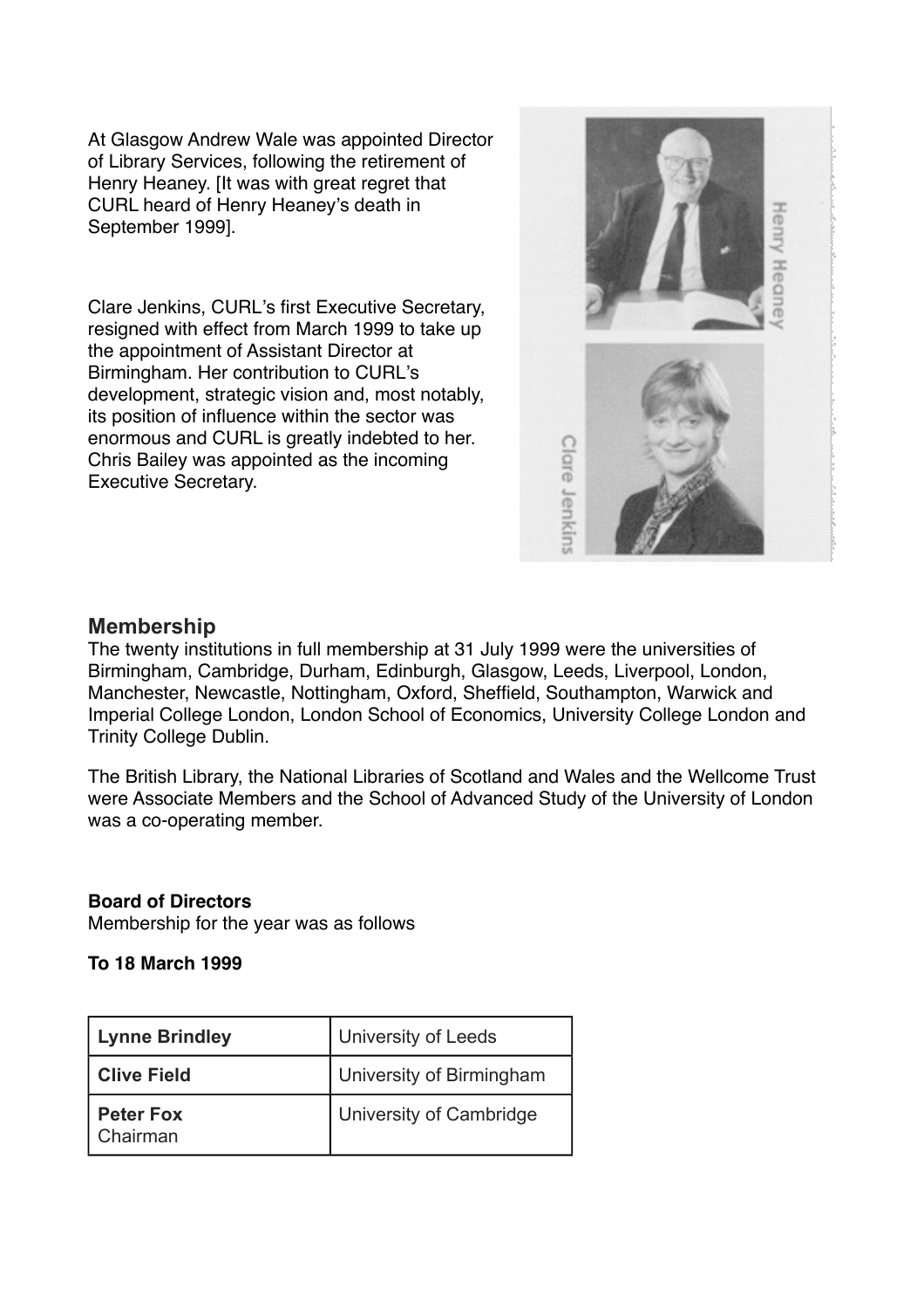At Glasgow Andrew Wale was appointed Director of Library Services, following the retirement of Henry Heaney. [It was with great regret that CURL heard of Henry Heaney's death in September 1999].

Clare Jenkins, CURL's first Executive Secretary, resigned with effect from March 1999 to take up the appointment of Assistant Director at Birmingham. Her contribution to CURL's development, strategic vision and, most notably, its position of influence within the sector was enormous and CURL is greatly indebted to her. Chris Bailey was appointed as the incoming Executive Secretary.

Henry Heaney

Clare Jenkins

## Membership

The twenty institutions in full membership at 31 July 1999 were the universities of Birmingham, Cambridge, Durham, Edinburgh, Glasgow, Leeds, Liverpool, London, Manchester, Newcastle, Nottingham, Oxford, Sheffield, Southampton, Warwick and Imperial College London, London School of Economics, University College London and Trinity College Dublin.

The British Library, the National Libraries of Scotland and Wales and the Wellcome Trust were Associate Members and the School of Advanced Study of the University of London was a co-operating member.

**Board of Directors**

Membership for the year was as follows

**To 18 March 1999**

| | |
|---|---|
| **Lynne Brindley** | University of Leeds |
| **Clive Field** | University of Birmingham |
| **Peter Fox** Chairman | University of Cambridge |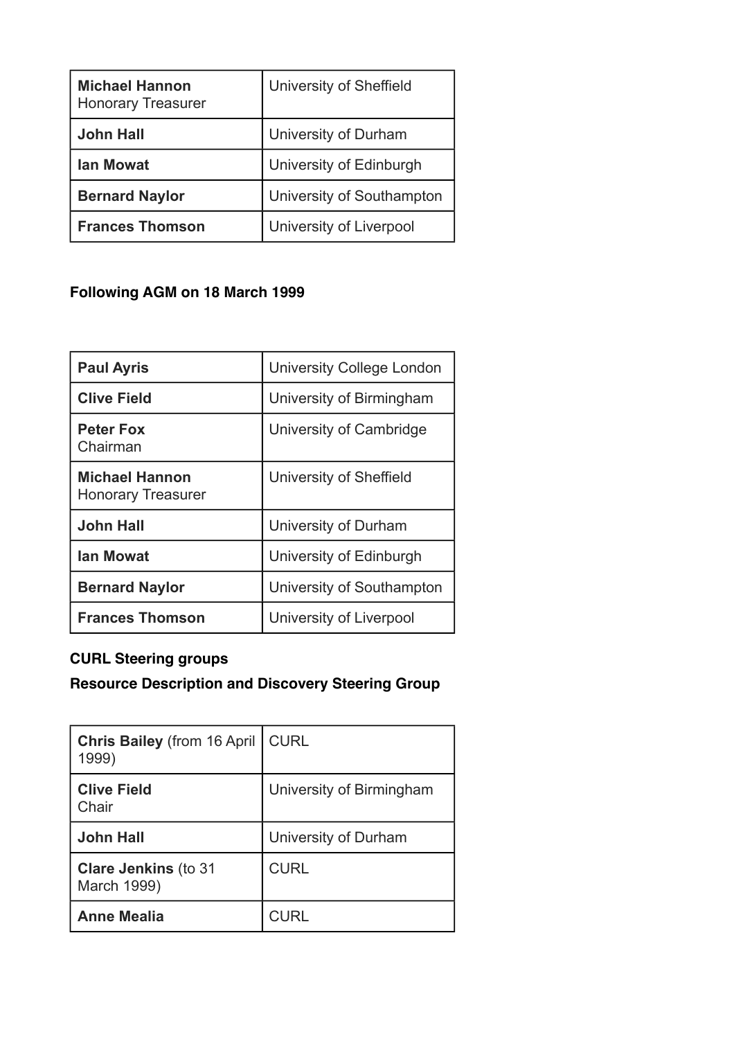| | |
|---|---|
| **Michael Hannon** Honorary Treasurer | University of Sheffield |
| **John Hall** | University of Durham |
| **Ian Mowat** | University of Edinburgh |
| **Bernard Naylor** | University of Southampton |
| **Frances Thomson** | University of Liverpool |

**Following AGM on 18 March 1999**

| | |
|---|---|
| **Paul Ayris** | University College London |
| **Clive Field** | University of Birmingham |
| **Peter Fox** Chairman | University of Cambridge |
| **Michael Hannon** Honorary Treasurer | University of Sheffield |
| **John Hall** | University of Durham |
| **Ian Mowat** | University of Edinburgh |
| **Bernard Naylor** | University of Southampton |
| **Frances Thomson** | University of Liverpool |

**CURL Steering groups**

**Resource Description and Discovery Steering Group**

| | |
|---|---|
| **Chris Bailey** (from 16 April 1999) | CURL |
| **Clive Field** Chair | University of Birmingham |
| **John Hall** | University of Durham |
| **Clare Jenkins** (to 31 March 1999) | CURL |
| **Anne Mealia** | CURL |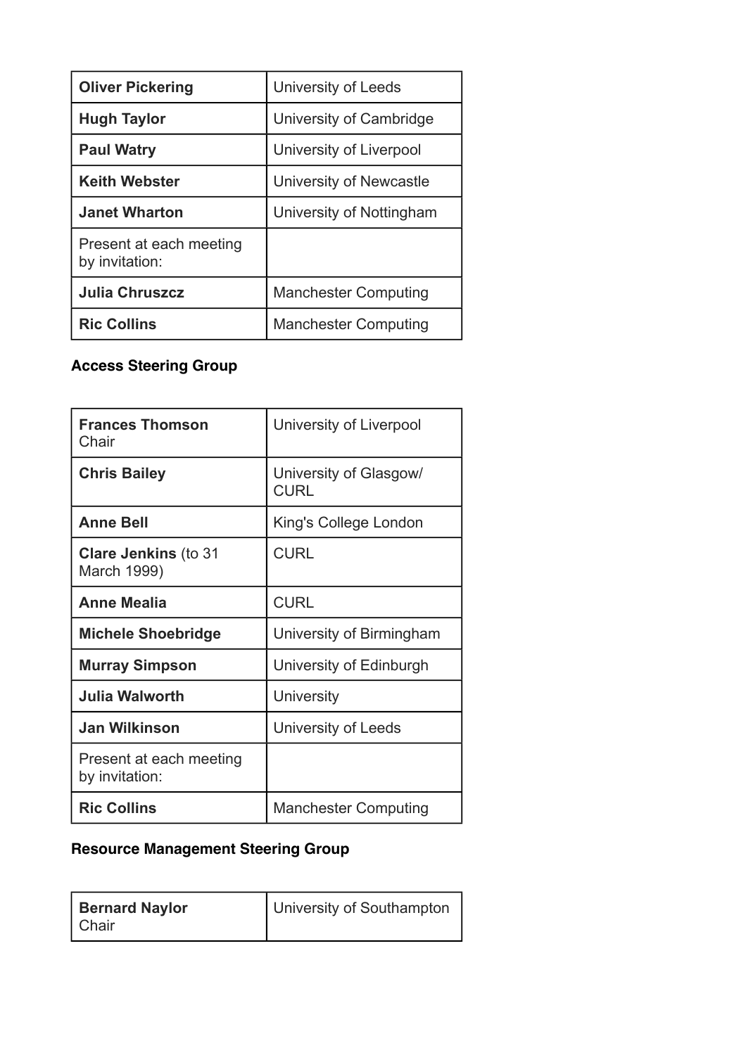| | |
|---|---|
| **Oliver Pickering** | University of Leeds |
| **Hugh Taylor** | University of Cambridge |
| **Paul Watry** | University of Liverpool |
| **Keith Webster** | University of Newcastle |
| **Janet Wharton** | University of Nottingham |
| Present at each meeting by invitation: | |
| **Julia Chruszcz** | Manchester Computing |
| **Ric Collins** | Manchester Computing |

**Access Steering Group**

| | |
|---|---|
| **Frances Thomson** Chair | University of Liverpool |
| **Chris Bailey** | University of Glasgow/ CURL |
| **Anne Bell** | King's College London |
| **Clare Jenkins** (to 31 March 1999) | CURL |
| **Anne Mealia** | CURL |
| **Michele Shoebridge** | University of Birmingham |
| **Murray Simpson** | University of Edinburgh |
| **Julia Walworth** | University |
| **Jan Wilkinson** | University of Leeds |
| Present at each meeting by invitation: | |
| **Ric Collins** | Manchester Computing |

**Resource Management Steering Group**

| | |
|---|---|
| **Bernard Naylor** Chair | University of Southampton |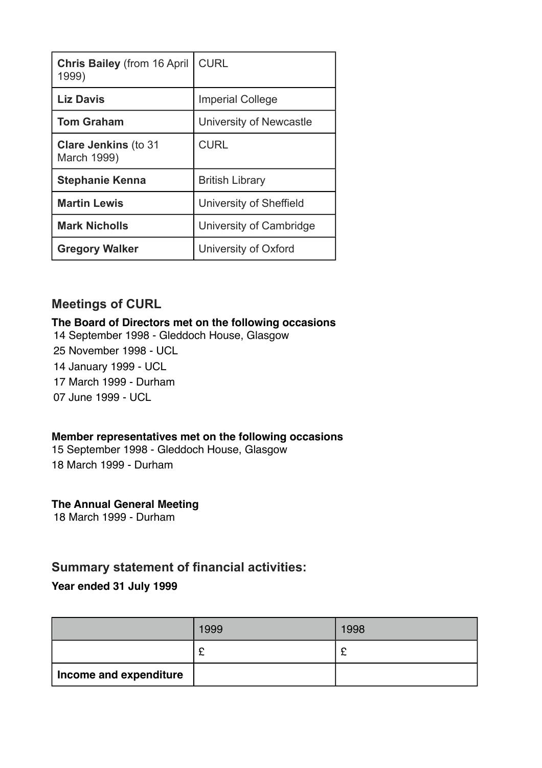| | |
|---|---|
| **Chris Bailey** (from 16 April 1999) | CURL |
| **Liz Davis** | Imperial College |
| **Tom Graham** | University of Newcastle |
| **Clare Jenkins** (to 31 March 1999) | CURL |
| **Stephanie Kenna** | British Library |
| **Martin Lewis** | University of Sheffield |
| **Mark Nicholls** | University of Cambridge |
| **Gregory Walker** | University of Oxford |

## Meetings of CURL

**The Board of Directors met on the following occasions**

14 September 1998 - Gleddoch House, Glasgow

25 November 1998 - UCL

14 January 1999 - UCL

17 March 1999 - Durham

07 June 1999 - UCL

**Member representatives met on the following occasions**

15 September 1998 - Gleddoch House, Glasgow

18 March 1999 - Durham

**The Annual General Meeting**

18 March 1999 - Durham

## Summary statement of financial activities:

**Year ended 31 July 1999**

| | 1999 | 1998 |
|---|---|---|
| | £ | £ |
| **Income and expenditure** | | |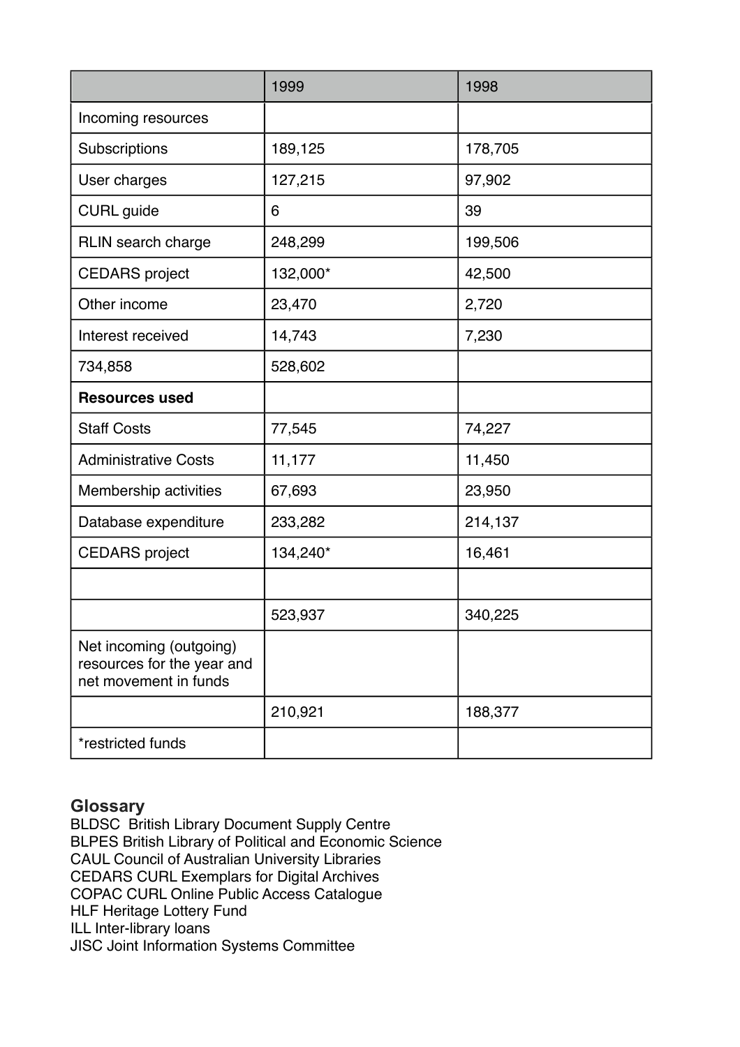| | 1999 | 1998 |
|---|---|---|
| Incoming resources | | |
| Subscriptions | 189,125 | 178,705 |
| User charges | 127,215 | 97,902 |
| CURL guide | 6 | 39 |
| RLIN search charge | 248,299 | 199,506 |
| CEDARS project | 132,000* | 42,500 |
| Other income | 23,470 | 2,720 |
| Interest received | 14,743 | 7,230 |
| 734,858 | 528,602 | |
| **Resources used** | | |
| Staff Costs | 77,545 | 74,227 |
| Administrative Costs | 11,177 | 11,450 |
| Membership activities | 67,693 | 23,950 |
| Database expenditure | 233,282 | 214,137 |
| CEDARS project | 134,240* | 16,461 |
| | | |
| | 523,937 | 340,225 |
| Net incoming (outgoing) resources for the year and net movement in funds | | |
| | 210,921 | 188,377 |
| *restricted funds | | |

## Glossary

BLDSC British Library Document Supply Centre
BLPES British Library of Political and Economic Science
CAUL Council of Australian University Libraries
CEDARS CURL Exemplars for Digital Archives
COPAC CURL Online Public Access Catalogue
HLF Heritage Lottery Fund
ILL Inter-library loans
JISC Joint Information Systems Committee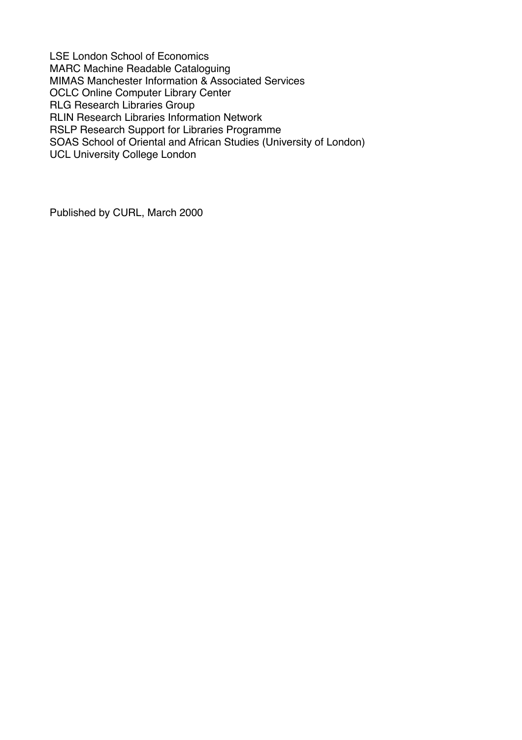LSE London School of Economics
MARC Machine Readable Cataloguing
MIMAS Manchester Information & Associated Services
OCLC Online Computer Library Center
RLG Research Libraries Group
RLIN Research Libraries Information Network
RSLP Research Support for Libraries Programme
SOAS School of Oriental and African Studies (University of London)
UCL University College London

Published by CURL, March 2000